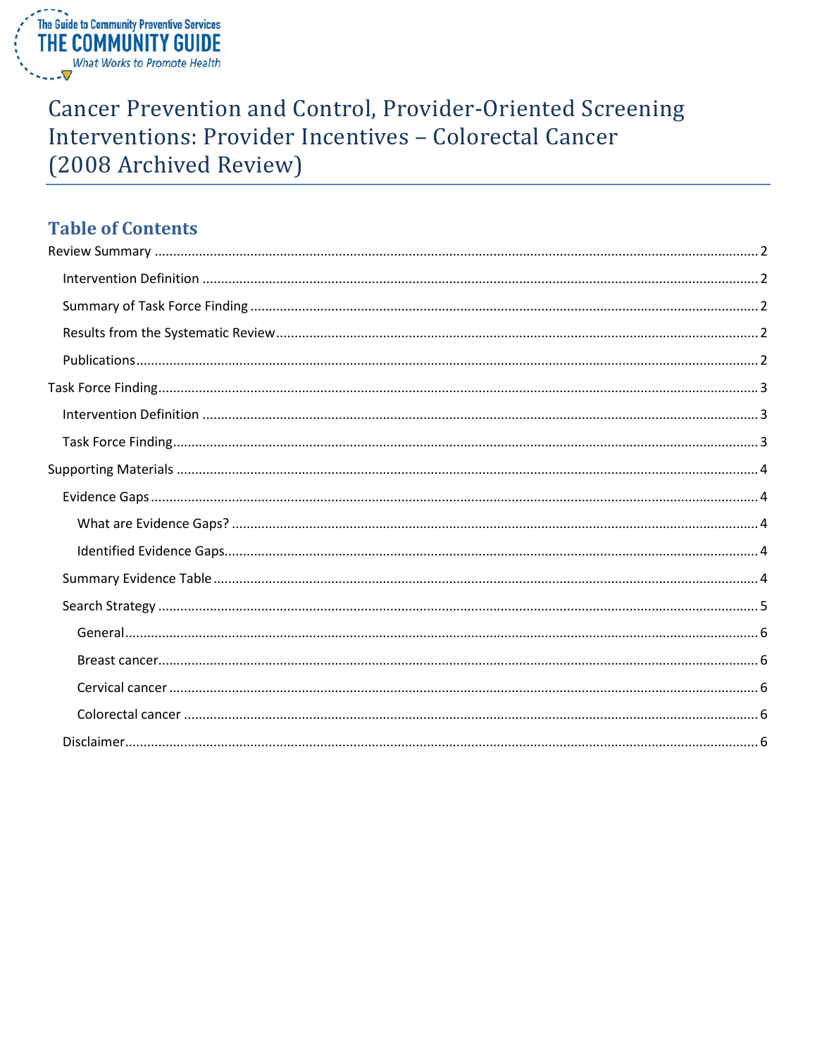The Guide to Community Preventive Services
THE COMMUNITY GUIDE
*What Works to Promote Health*

# Cancer Prevention and Control, Provider-Oriented Screening Interventions: Provider Incentives – Colorectal Cancer (2008 Archived Review)

## Table of Contents

- Review Summary ........ 2
  - Intervention Definition ........ 2
  - Summary of Task Force Finding ........ 2
  - Results from the Systematic Review ........ 2
  - Publications ........ 2
- Task Force Finding ........ 3
  - Intervention Definition ........ 3
  - Task Force Finding ........ 3
- Supporting Materials ........ 4
  - Evidence Gaps ........ 4
    - What are Evidence Gaps? ........ 4
    - Identified Evidence Gaps ........ 4
  - Summary Evidence Table ........ 4
  - Search Strategy ........ 5
    - General ........ 6
    - Breast cancer ........ 6
    - Cervical cancer ........ 6
    - Colorectal cancer ........ 6
  - Disclaimer ........ 6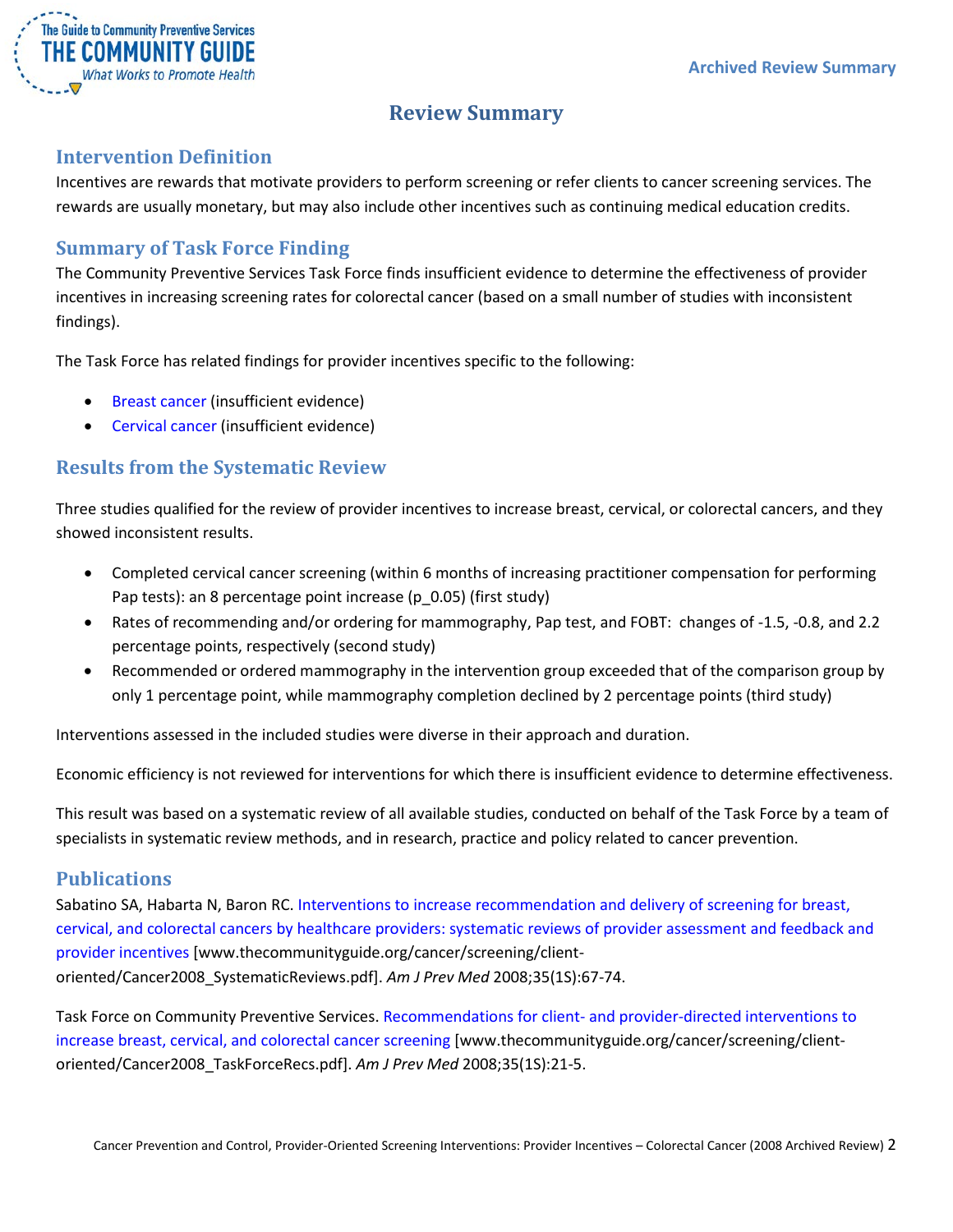# Review Summary

## Intervention Definition

Incentives are rewards that motivate providers to perform screening or refer clients to cancer screening services. The rewards are usually monetary, but may also include other incentives such as continuing medical education credits.

## Summary of Task Force Finding

The Community Preventive Services Task Force finds insufficient evidence to determine the effectiveness of provider incentives in increasing screening rates for colorectal cancer (based on a small number of studies with inconsistent findings).

The Task Force has related findings for provider incentives specific to the following:

- Breast cancer (insufficient evidence)
- Cervical cancer (insufficient evidence)

## Results from the Systematic Review

Three studies qualified for the review of provider incentives to increase breast, cervical, or colorectal cancers, and they showed inconsistent results.

- Completed cervical cancer screening (within 6 months of increasing practitioner compensation for performing Pap tests): an 8 percentage point increase (p_0.05) (first study)
- Rates of recommending and/or ordering for mammography, Pap test, and FOBT: changes of -1.5, -0.8, and 2.2 percentage points, respectively (second study)
- Recommended or ordered mammography in the intervention group exceeded that of the comparison group by only 1 percentage point, while mammography completion declined by 2 percentage points (third study)

Interventions assessed in the included studies were diverse in their approach and duration.

Economic efficiency is not reviewed for interventions for which there is insufficient evidence to determine effectiveness.

This result was based on a systematic review of all available studies, conducted on behalf of the Task Force by a team of specialists in systematic review methods, and in research, practice and policy related to cancer prevention.

## Publications

Sabatino SA, Habarta N, Baron RC. Interventions to increase recommendation and delivery of screening for breast, cervical, and colorectal cancers by healthcare providers: systematic reviews of provider assessment and feedback and provider incentives [www.thecommunityguide.org/cancer/screening/client-oriented/Cancer2008_SystematicReviews.pdf]. *Am J Prev Med* 2008;35(1S):67-74.

Task Force on Community Preventive Services. Recommendations for client- and provider-directed interventions to increase breast, cervical, and colorectal cancer screening [www.thecommunityguide.org/cancer/screening/client-oriented/Cancer2008_TaskForceRecs.pdf]. *Am J Prev Med* 2008;35(1S):21-5.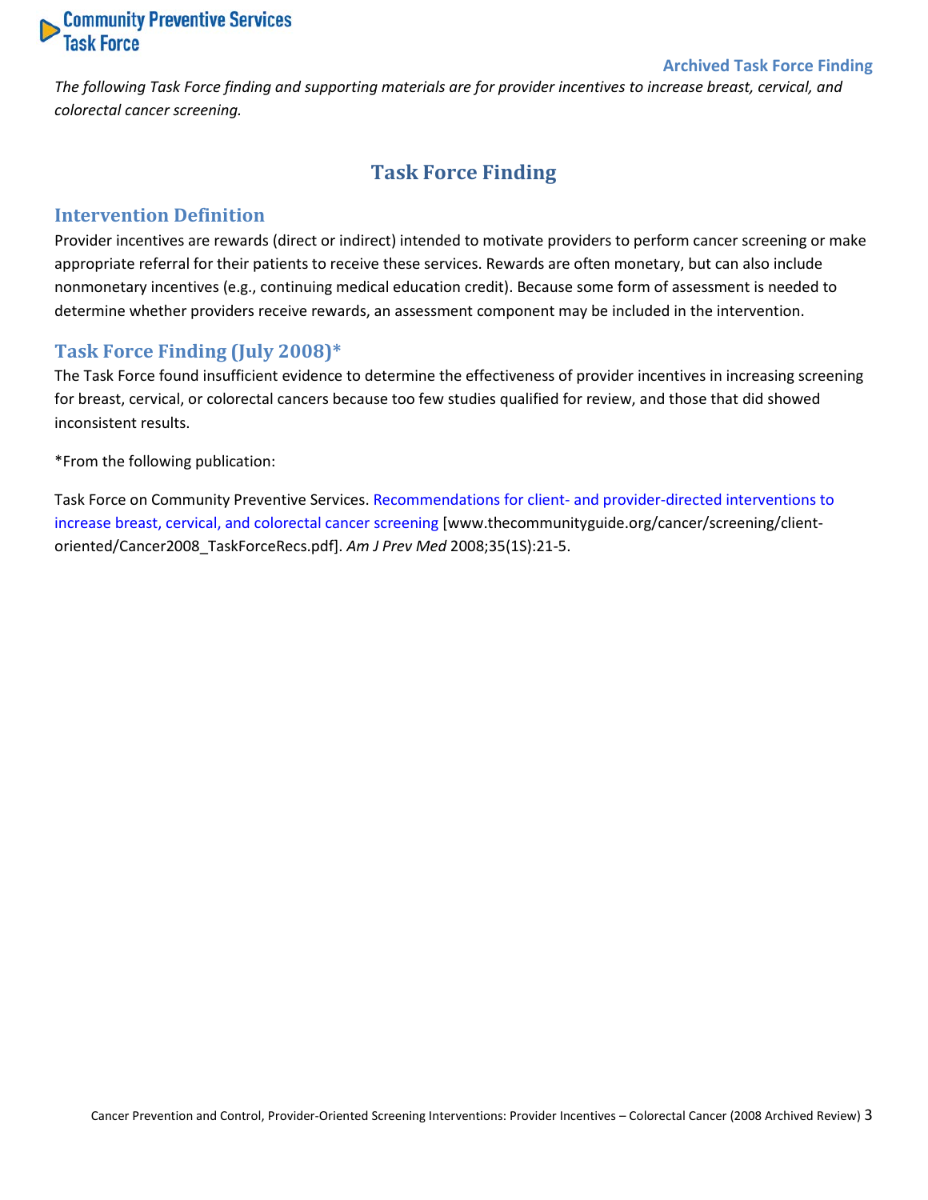*The following Task Force finding and supporting materials are for provider incentives to increase breast, cervical, and colorectal cancer screening.*

# Task Force Finding

## Intervention Definition

Provider incentives are rewards (direct or indirect) intended to motivate providers to perform cancer screening or make appropriate referral for their patients to receive these services. Rewards are often monetary, but can also include nonmonetary incentives (e.g., continuing medical education credit). Because some form of assessment is needed to determine whether providers receive rewards, an assessment component may be included in the intervention.

## Task Force Finding (July 2008)*

The Task Force found insufficient evidence to determine the effectiveness of provider incentives in increasing screening for breast, cervical, or colorectal cancers because too few studies qualified for review, and those that did showed inconsistent results.

*From the following publication:

Task Force on Community Preventive Services. Recommendations for client- and provider-directed interventions to increase breast, cervical, and colorectal cancer screening [www.thecommunityguide.org/cancer/screening/client-oriented/Cancer2008_TaskForceRecs.pdf]. *Am J Prev Med* 2008;35(1S):21-5.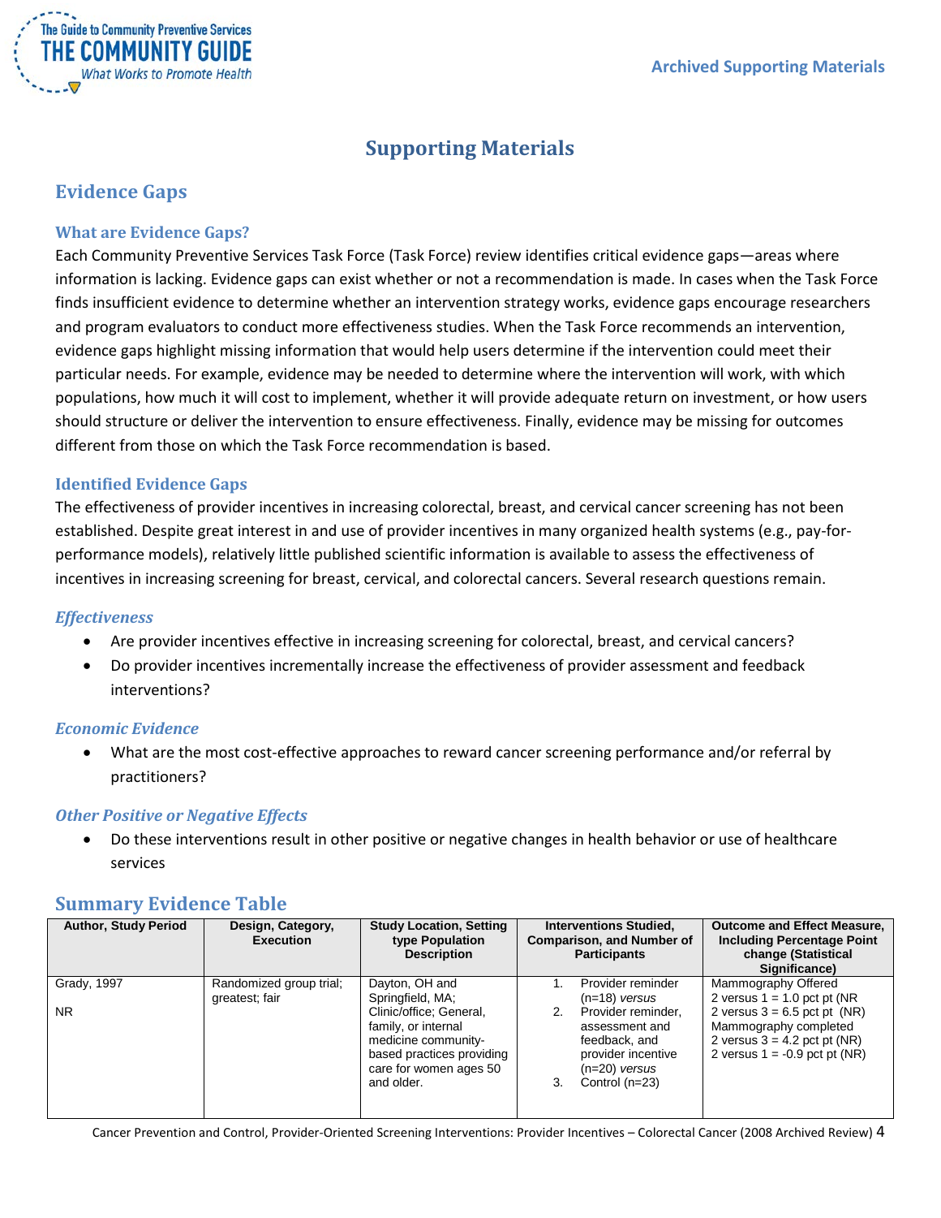# Supporting Materials

## Evidence Gaps

### What are Evidence Gaps?

Each Community Preventive Services Task Force (Task Force) review identifies critical evidence gaps—areas where information is lacking. Evidence gaps can exist whether or not a recommendation is made. In cases when the Task Force finds insufficient evidence to determine whether an intervention strategy works, evidence gaps encourage researchers and program evaluators to conduct more effectiveness studies. When the Task Force recommends an intervention, evidence gaps highlight missing information that would help users determine if the intervention could meet their particular needs. For example, evidence may be needed to determine where the intervention will work, with which populations, how much it will cost to implement, whether it will provide adequate return on investment, or how users should structure or deliver the intervention to ensure effectiveness. Finally, evidence may be missing for outcomes different from those on which the Task Force recommendation is based.

### Identified Evidence Gaps

The effectiveness of provider incentives in increasing colorectal, breast, and cervical cancer screening has not been established. Despite great interest in and use of provider incentives in many organized health systems (e.g., pay-for-performance models), relatively little published scientific information is available to assess the effectiveness of incentives in increasing screening for breast, cervical, and colorectal cancers. Several research questions remain.

#### *Effectiveness*

- Are provider incentives effective in increasing screening for colorectal, breast, and cervical cancers?
- Do provider incentives incrementally increase the effectiveness of provider assessment and feedback interventions?

#### *Economic Evidence*

- What are the most cost-effective approaches to reward cancer screening performance and/or referral by practitioners?

#### *Other Positive or Negative Effects*

- Do these interventions result in other positive or negative changes in health behavior or use of healthcare services

## Summary Evidence Table

| Author, Study Period | Design, Category, Execution | Study Location, Setting type Population Description | Interventions Studied, Comparison, and Number of Participants | Outcome and Effect Measure, Including Percentage Point change (Statistical Significance) |
|---|---|---|---|---|
| Grady, 1997<br><br>NR | Randomized group trial; greatest; fair | Dayton, OH and Springfield, MA; Clinic/office; General, family, or internal medicine community-based practices providing care for women ages 50 and older. | 1. Provider reminder (n=18) *versus*<br>2. Provider reminder, assessment and feedback, and provider incentive (n=20) *versus*<br>3. Control (n=23) | Mammography Offered<br>2 versus 1 = 1.0 pct pt (NR<br>2 versus 3 = 6.5 pct pt (NR)<br>Mammography completed<br>2 versus 3 = 4.2 pct pt (NR)<br>2 versus 1 = -0.9 pct pt (NR) |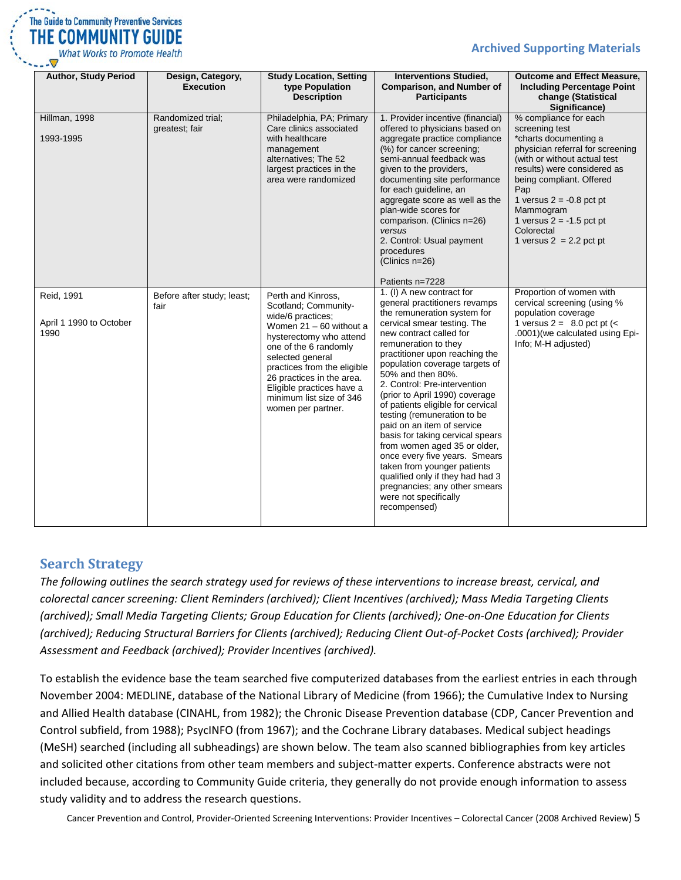| Author, Study Period | Design, Category, Execution | Study Location, Setting type Population Description | Interventions Studied, Comparison, and Number of Participants | Outcome and Effect Measure, Including Percentage Point change (Statistical Significance) |
|---|---|---|---|---|
| Hillman, 1998<br><br>1993-1995 | Randomized trial; greatest; fair | Philadelphia, PA; Primary Care clinics associated with healthcare management alternatives; The 52 largest practices in the area were randomized | 1. Provider incentive (financial) offered to physicians based on aggregate practice compliance (%) for cancer screening; semi-annual feedback was given to the providers, documenting site performance for each guideline, an aggregate score as well as the plan-wide scores for comparison. (Clinics n=26)<br>*versus*<br>2. Control: Usual payment procedures<br>(Clinics n=26)<br><br>Patients n=7228 | % compliance for each screening test<br>*charts documenting a physician referral for screening (with or without actual test results) were considered as being compliant. Offered Pap<br>1 versus 2 = -0.8 pct pt<br>Mammogram<br>1 versus 2 = -1.5 pct pt<br>Colorectal<br>1 versus 2 = 2.2 pct pt |
| Reid, 1991<br><br>April 1 1990 to October 1990 | Before after study; least; fair | Perth and Kinross, Scotland; Community-wide/6 practices; Women 21 – 60 without a hysterectomy who attend one of the 6 randomly selected general practices from the eligible 26 practices in the area. Eligible practices have a minimum list size of 346 women per partner. | 1. (I) A new contract for general practitioners revamps the remuneration system for cervical smear testing. The new contract called for remuneration to they practitioner upon reaching the population coverage targets of 50% and then 80%.<br>2. Control: Pre-intervention (prior to April 1990) coverage of patients eligible for cervical testing (remuneration to be paid on an item of service basis for taking cervical spears from women aged 35 or older, once every five years. Smears taken from younger patients qualified only if they had had 3 pregnancies; any other smears were not specifically recompensed) | Proportion of women with cervical screening (using % population coverage<br>1 versus 2 = 8.0 pct pt (< .0001)(we calculated using Epi-Info; M-H adjusted) |

## Search Strategy

*The following outlines the search strategy used for reviews of these interventions to increase breast, cervical, and colorectal cancer screening: Client Reminders (archived); Client Incentives (archived); Mass Media Targeting Clients (archived); Small Media Targeting Clients; Group Education for Clients (archived); One-on-One Education for Clients (archived); Reducing Structural Barriers for Clients (archived); Reducing Client Out-of-Pocket Costs (archived); Provider Assessment and Feedback (archived); Provider Incentives (archived).*

To establish the evidence base the team searched five computerized databases from the earliest entries in each through November 2004: MEDLINE, database of the National Library of Medicine (from 1966); the Cumulative Index to Nursing and Allied Health database (CINAHL, from 1982); the Chronic Disease Prevention database (CDP, Cancer Prevention and Control subfield, from 1988); PsycINFO (from 1967); and the Cochrane Library databases. Medical subject headings (MeSH) searched (including all subheadings) are shown below. The team also scanned bibliographies from key articles and solicited other citations from other team members and subject-matter experts. Conference abstracts were not included because, according to Community Guide criteria, they generally do not provide enough information to assess study validity and to address the research questions.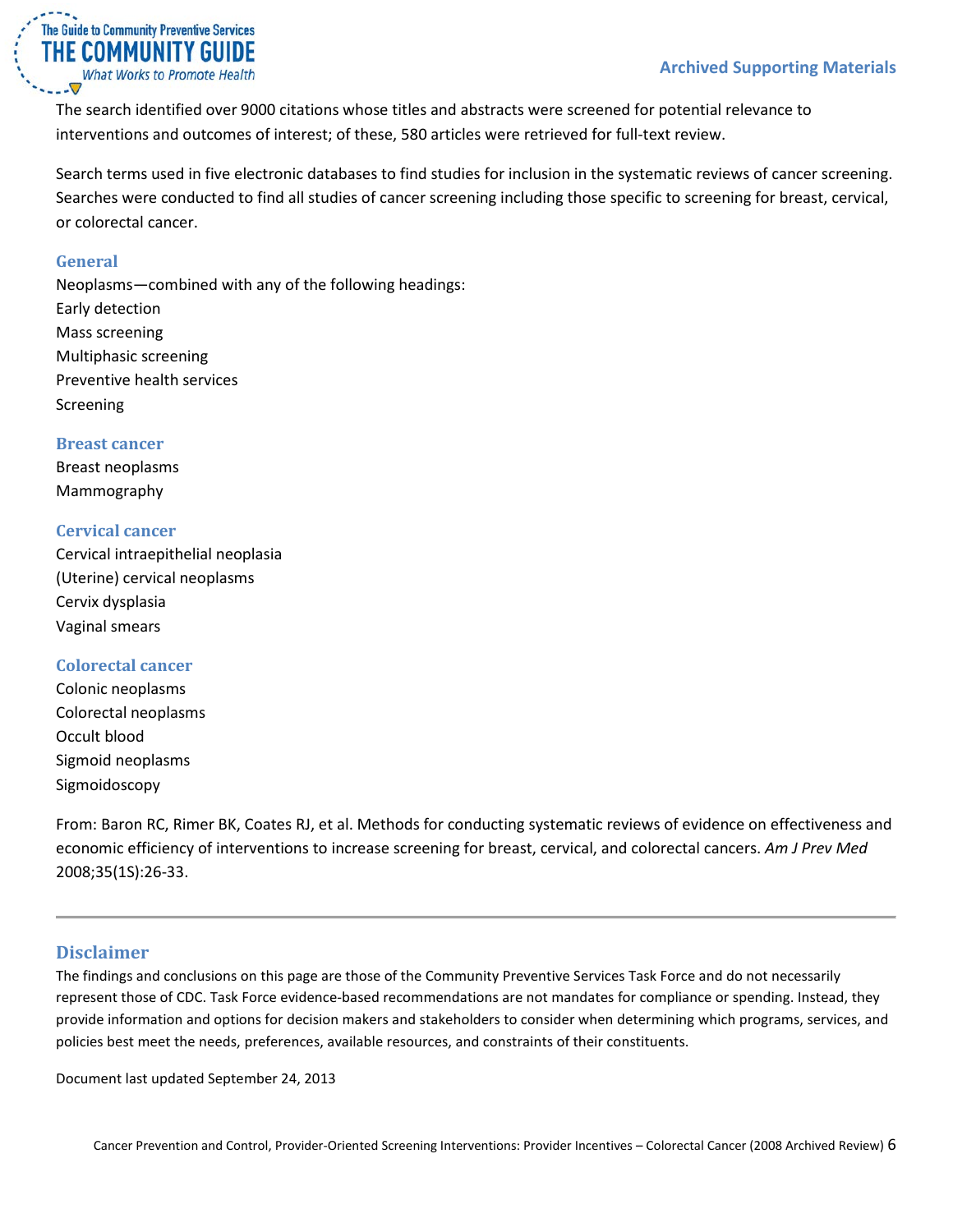The search identified over 9000 citations whose titles and abstracts were screened for potential relevance to interventions and outcomes of interest; of these, 580 articles were retrieved for full-text review.

Search terms used in five electronic databases to find studies for inclusion in the systematic reviews of cancer screening. Searches were conducted to find all studies of cancer screening including those specific to screening for breast, cervical, or colorectal cancer.

### General

Neoplasms—combined with any of the following headings:
Early detection
Mass screening
Multiphasic screening
Preventive health services
Screening

### Breast cancer

Breast neoplasms
Mammography

### Cervical cancer

Cervical intraepithelial neoplasia
(Uterine) cervical neoplasms
Cervix dysplasia
Vaginal smears

### Colorectal cancer

Colonic neoplasms
Colorectal neoplasms
Occult blood
Sigmoid neoplasms
Sigmoidoscopy

From: Baron RC, Rimer BK, Coates RJ, et al. Methods for conducting systematic reviews of evidence on effectiveness and economic efficiency of interventions to increase screening for breast, cervical, and colorectal cancers. *Am J Prev Med* 2008;35(1S):26-33.

---

## Disclaimer

The findings and conclusions on this page are those of the Community Preventive Services Task Force and do not necessarily represent those of CDC. Task Force evidence-based recommendations are not mandates for compliance or spending. Instead, they provide information and options for decision makers and stakeholders to consider when determining which programs, services, and policies best meet the needs, preferences, available resources, and constraints of their constituents.

Document last updated September 24, 2013